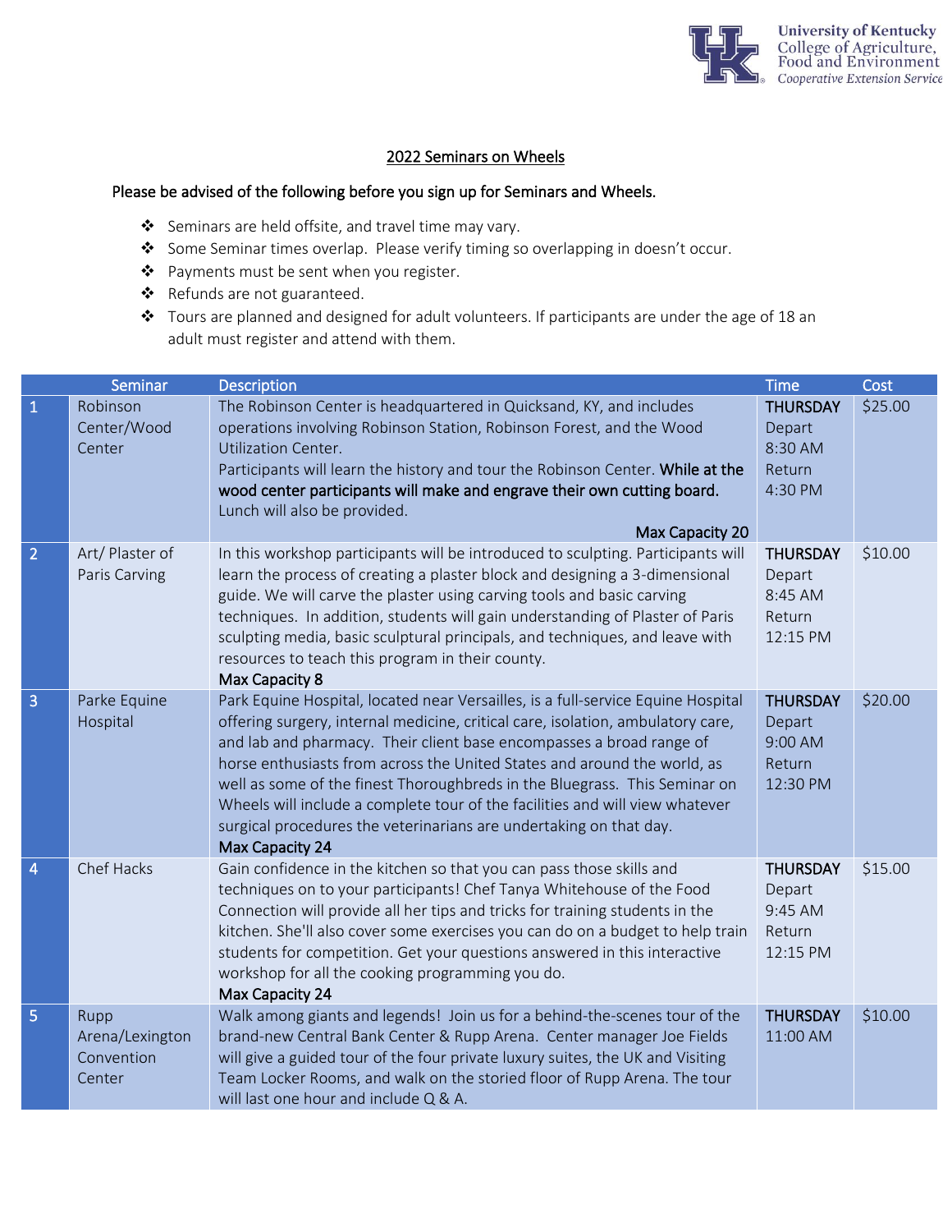University of Kentucky
College of Agriculture, Food and Environment
*Cooperative Extension Service*

## 2022 Seminars on Wheels

Please be advised of the following before you sign up for Seminars and Wheels.

- Seminars are held offsite, and travel time may vary.
- Some Seminar times overlap. Please verify timing so overlapping in doesn't occur.
- Payments must be sent when you register.
- Refunds are not guaranteed.
- Tours are planned and designed for adult volunteers. If participants are under the age of 18 an adult must register and attend with them.

| | Seminar | Description | Time | Cost |
|---|---|---|---|---|
| 1 | Robinson Center/Wood Center | The Robinson Center is headquartered in Quicksand, KY, and includes operations involving Robinson Station, Robinson Forest, and the Wood Utilization Center. Participants will learn the history and tour the Robinson Center. **While at the wood center participants will make and engrave their own cutting board.** Lunch will also be provided. **Max Capacity 20** | **THURSDAY** Depart 8:30 AM Return 4:30 PM | $25.00 |
| 2 | Art/ Plaster of Paris Carving | In this workshop participants will be introduced to sculpting. Participants will learn the process of creating a plaster block and designing a 3-dimensional guide. We will carve the plaster using carving tools and basic carving techniques. In addition, students will gain understanding of Plaster of Paris sculpting media, basic sculptural principals, and techniques, and leave with resources to teach this program in their county. **Max Capacity 8** | **THURSDAY** Depart 8:45 AM Return 12:15 PM | $10.00 |
| 3 | Parke Equine Hospital | Park Equine Hospital, located near Versailles, is a full-service Equine Hospital offering surgery, internal medicine, critical care, isolation, ambulatory care, and lab and pharmacy. Their client base encompasses a broad range of horse enthusiasts from across the United States and around the world, as well as some of the finest Thoroughbreds in the Bluegrass. This Seminar on Wheels will include a complete tour of the facilities and will view whatever surgical procedures the veterinarians are undertaking on that day. **Max Capacity 24** | **THURSDAY** Depart 9:00 AM Return 12:30 PM | $20.00 |
| 4 | Chef Hacks | Gain confidence in the kitchen so that you can pass those skills and techniques on to your participants! Chef Tanya Whitehouse of the Food Connection will provide all her tips and tricks for training students in the kitchen. She'll also cover some exercises you can do on a budget to help train students for competition. Get your questions answered in this interactive workshop for all the cooking programming you do. **Max Capacity 24** | **THURSDAY** Depart 9:45 AM Return 12:15 PM | $15.00 |
| 5 | Rupp Arena/Lexington Convention Center | Walk among giants and legends! Join us for a behind-the-scenes tour of the brand-new Central Bank Center & Rupp Arena. Center manager Joe Fields will give a guided tour of the four private luxury suites, the UK and Visiting Team Locker Rooms, and walk on the storied floor of Rupp Arena. The tour will last one hour and include Q & A. | **THURSDAY** 11:00 AM | $10.00 |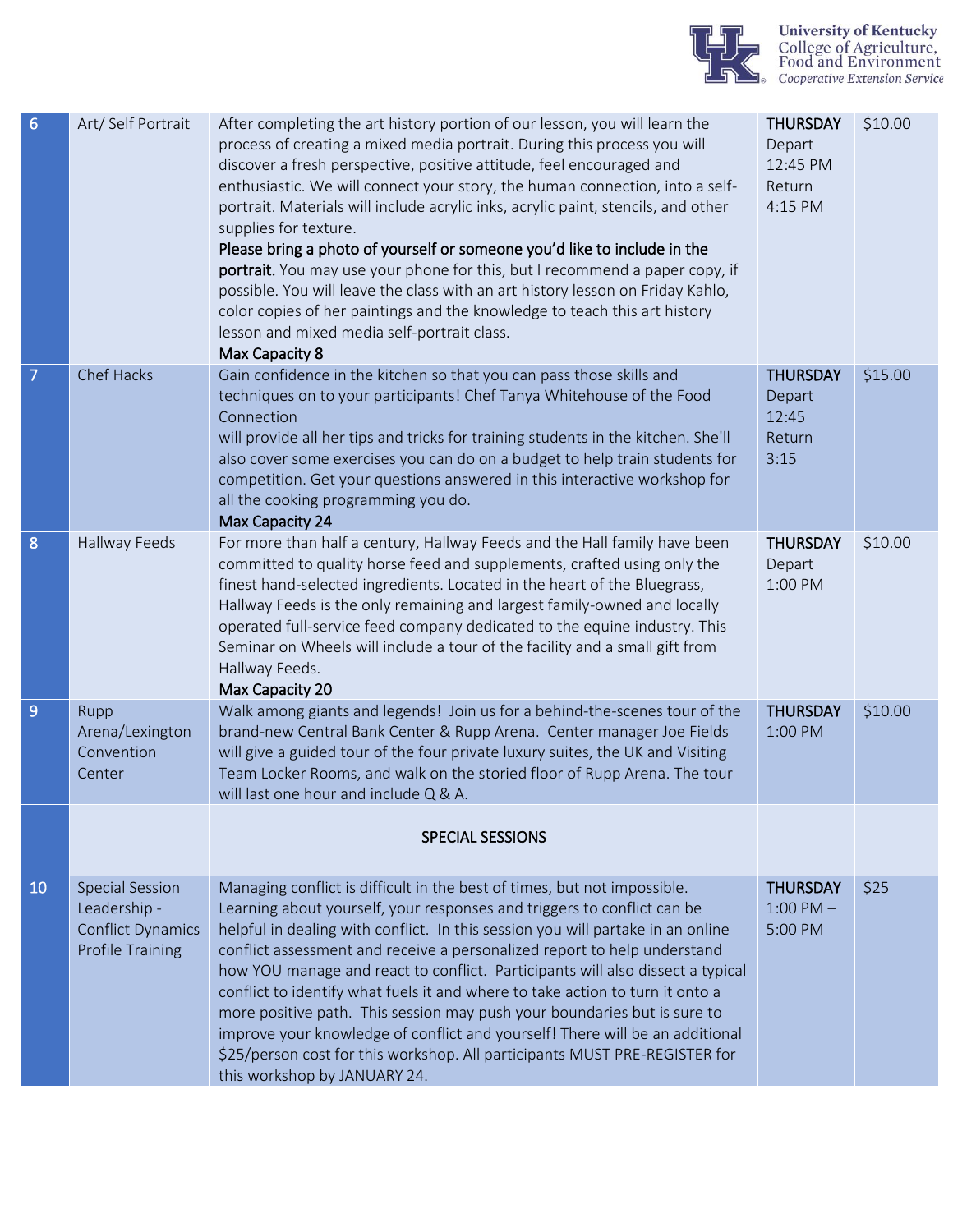| 6 | Art/ Self Portrait | After completing the art history portion of our lesson, you will learn the process of creating a mixed media portrait. During this process you will discover a fresh perspective, positive attitude, feel encouraged and enthusiastic. We will connect your story, the human connection, into a self-portrait. Materials will include acrylic inks, acrylic paint, stencils, and other supplies for texture. **Please bring a photo of yourself or someone you'd like to include in the portrait.** You may use your phone for this, but I recommend a paper copy, if possible. You will leave the class with an art history lesson on Friday Kahlo, color copies of her paintings and the knowledge to teach this art history lesson and mixed media self-portrait class. Max Capacity 8 | **THURSDAY** Depart 12:45 PM Return 4:15 PM | $10.00 |
|---|---|---|---|---|
| 7 | Chef Hacks | Gain confidence in the kitchen so that you can pass those skills and techniques on to your participants! Chef Tanya Whitehouse of the Food Connection will provide all her tips and tricks for training students in the kitchen. She'll also cover some exercises you can do on a budget to help train students for competition. Get your questions answered in this interactive workshop for all the cooking programming you do. Max Capacity 24 | **THURSDAY** Depart 12:45 Return 3:15 | $15.00 |
| 8 | Hallway Feeds | For more than half a century, Hallway Feeds and the Hall family have been committed to quality horse feed and supplements, crafted using only the finest hand-selected ingredients. Located in the heart of the Bluegrass, Hallway Feeds is the only remaining and largest family-owned and locally operated full-service feed company dedicated to the equine industry. This Seminar on Wheels will include a tour of the facility and a small gift from Hallway Feeds. Max Capacity 20 | **THURSDAY** Depart 1:00 PM | $10.00 |
| 9 | Rupp Arena/Lexington Convention Center | Walk among giants and legends! Join us for a behind-the-scenes tour of the brand-new Central Bank Center & Rupp Arena. Center manager Joe Fields will give a guided tour of the four private luxury suites, the UK and Visiting Team Locker Rooms, and walk on the storied floor of Rupp Arena. The tour will last one hour and include Q & A. | **THURSDAY** 1:00 PM | $10.00 |
| | | SPECIAL SESSIONS | | |
| 10 | Special Session Leadership - Conflict Dynamics Profile Training | Managing conflict is difficult in the best of times, but not impossible. Learning about yourself, your responses and triggers to conflict can be helpful in dealing with conflict. In this session you will partake in an online conflict assessment and receive a personalized report to help understand how YOU manage and react to conflict. Participants will also dissect a typical conflict to identify what fuels it and where to take action to turn it onto a more positive path. This session may push your boundaries but is sure to improve your knowledge of conflict and yourself! There will be an additional $25/person cost for this workshop. All participants MUST PRE-REGISTER for this workshop by JANUARY 24. | **THURSDAY** 1:00 PM – 5:00 PM | $25 |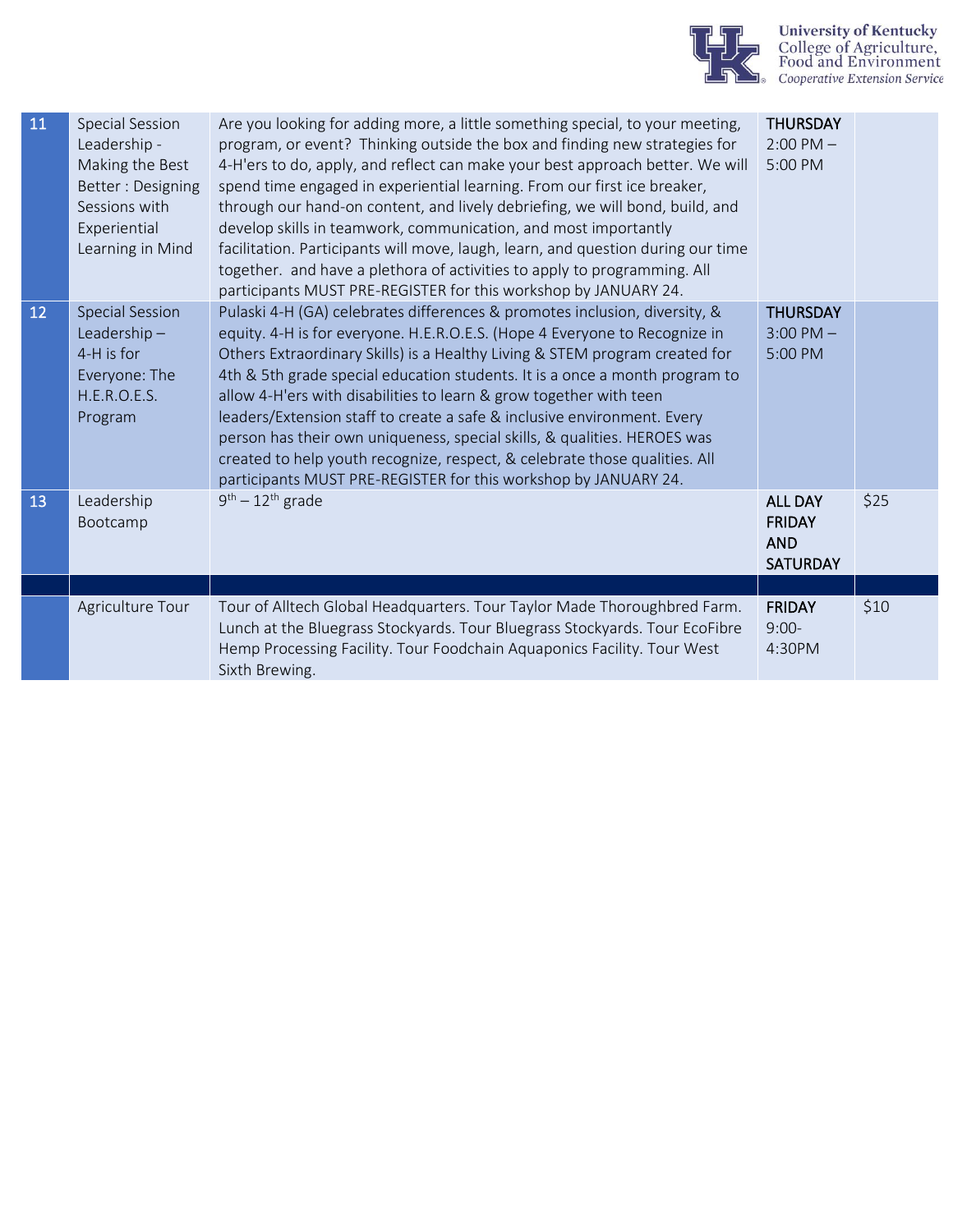| | | | | |
|---|---|---|---|---|
| 11 | Special Session Leadership - Making the Best Better : Designing Sessions with Experiential Learning in Mind | Are you looking for adding more, a little something special, to your meeting, program, or event? Thinking outside the box and finding new strategies for 4-H'ers to do, apply, and reflect can make your best approach better. We will spend time engaged in experiential learning. From our first ice breaker, through our hand-on content, and lively debriefing, we will bond, build, and develop skills in teamwork, communication, and most importantly facilitation. Participants will move, laugh, learn, and question during our time together. and have a plethora of activities to apply to programming. All participants MUST PRE-REGISTER for this workshop by JANUARY 24. | **THURSDAY** 2:00 PM – 5:00 PM | |
| 12 | Special Session Leadership – 4-H is for Everyone: The H.E.R.O.E.S. Program | Pulaski 4-H (GA) celebrates differences & promotes inclusion, diversity, & equity. 4-H is for everyone. H.E.R.O.E.S. (Hope 4 Everyone to Recognize in Others Extraordinary Skills) is a Healthy Living & STEM program created for 4th & 5th grade special education students. It is a once a month program to allow 4-H'ers with disabilities to learn & grow together with teen leaders/Extension staff to create a safe & inclusive environment. Every person has their own uniqueness, special skills, & qualities. HEROES was created to help youth recognize, respect, & celebrate those qualities. All participants MUST PRE-REGISTER for this workshop by JANUARY 24. | **THURSDAY** 3:00 PM – 5:00 PM | |
| 13 | Leadership Bootcamp | $9^{th}$ – $12^{th}$ grade | **ALL DAY FRIDAY AND SATURDAY** | $25 |
| | | | | |
| | Agriculture Tour | Tour of Alltech Global Headquarters. Tour Taylor Made Thoroughbred Farm. Lunch at the Bluegrass Stockyards. Tour Bluegrass Stockyards. Tour EcoFibre Hemp Processing Facility. Tour Foodchain Aquaponics Facility. Tour West Sixth Brewing. | **FRIDAY** 9:00-4:30PM | $10 |